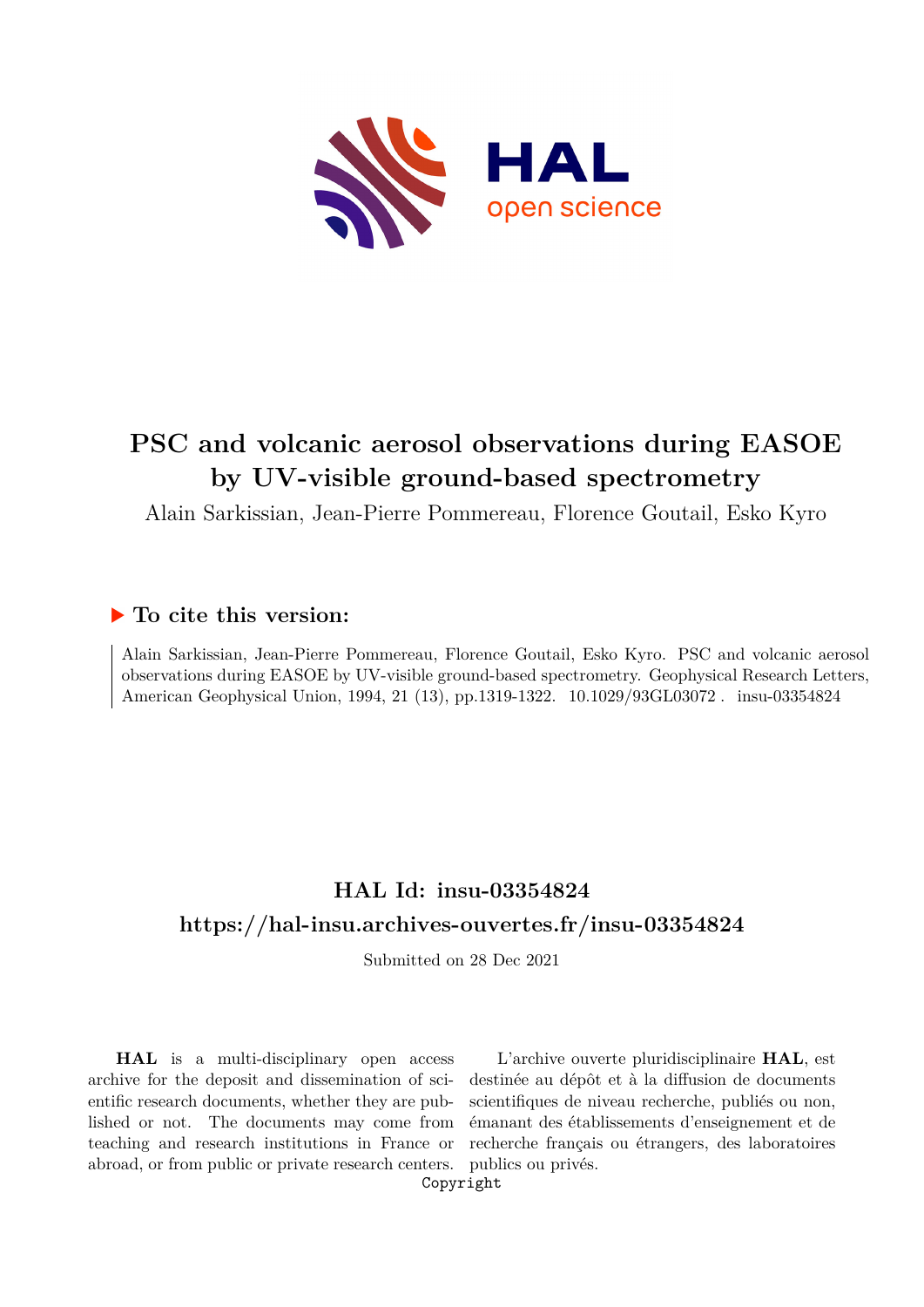# PSC and volcanic aerosol observations during EASOE by UV-visible ground-based spectrometry

Alain Sarkissian, Jean-Pierre Pommereau, Florence Goutail, Esko Kyro

## ▶ To cite this version:

Alain Sarkissian, Jean-Pierre Pommereau, Florence Goutail, Esko Kyro. PSC and volcanic aerosol observations during EASOE by UV-visible ground-based spectrometry. Geophysical Research Letters, American Geophysical Union, 1994, 21 (13), pp.1319-1322. 10.1029/93GL03072 . insu-03354824

## HAL Id: insu-03354824

## https://hal-insu.archives-ouvertes.fr/insu-03354824

Submitted on 28 Dec 2021

**HAL** is a multi-disciplinary open access archive for the deposit and dissemination of scientific research documents, whether they are published or not. The documents may come from teaching and research institutions in France or abroad, or from public or private research centers.

L'archive ouverte pluridisciplinaire **HAL**, est destinée au dépôt et à la diffusion de documents scientifiques de niveau recherche, publiés ou non, émanant des établissements d'enseignement et de recherche français ou étrangers, des laboratoires publics ou privés.

Copyright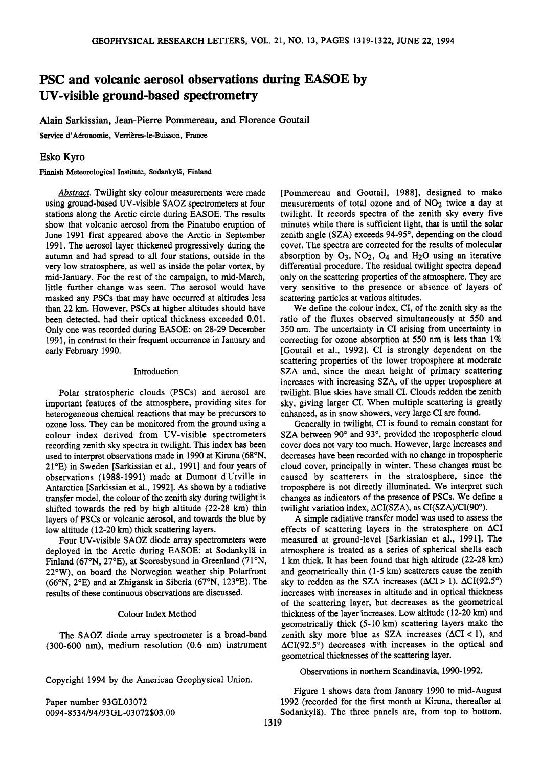# PSC and volcanic aerosol observations during EASOE by UV-visible ground-based spectrometry

Alain Sarkissian, Jean-Pierre Pommereau, and Florence Goutail

Service d'Aéronomie, Verrières-le-Buisson, France

Esko Kyro

Finnish Meteorological Institute, Sodankylä, Finland

*Abstract.* Twilight sky colour measurements were made using ground-based UV-visible SAOZ spectrometers at four stations along the Arctic circle during EASOE. The results show that volcanic aerosol from the Pinatubo eruption of June 1991 first appeared above the Arctic in September 1991. The aerosol layer thickened progressively during the autumn and had spread to all four stations, outside in the very low stratosphere, as well as inside the polar vortex, by mid-January. For the rest of the campaign, to mid-March, little further change was seen. The aerosol would have masked any PSCs that may have occurred at altitudes less than 22 km. However, PSCs at higher altitudes should have been detected, had their optical thickness exceeded 0.01. Only one was recorded during EASOE: on 28-29 December 1991, in contrast to their frequent occurrence in January and early February 1990.

## Introduction

Polar stratospheric clouds (PSCs) and aerosol are important features of the atmosphere, providing sites for heterogeneous chemical reactions that may be precursors to ozone loss. They can be monitored from the ground using a colour index derived from UV-visible spectrometers recording zenith sky spectra in twilight. This index has been used to interpret observations made in 1990 at Kiruna (68°N, 21°E) in Sweden [Sarkissian et al., 1991] and four years of observations (1988-1991) made at Dumont d'Urville in Antarctica [Sarkissian et al., 1992]. As shown by a radiative transfer model, the colour of the zenith sky during twilight is shifted towards the red by high altitude (22-28 km) thin layers of PSCs or volcanic aerosol, and towards the blue by low altitude (12-20 km) thick scattering layers.

Four UV-visible SAOZ diode array spectrometers were deployed in the Arctic during EASOE: at Sodankylä in Finland (67°N, 27°E), at Scoresbysund in Greenland (71°N, 22°W), on board the Norwegian weather ship Polarfront (66°N, 2°E) and at Zhigansk in Siberia (67°N, 123°E). The results of these continuous observations are discussed.

## Colour Index Method

The SAOZ diode array spectrometer is a broad-band (300-600 nm), medium resolution (0.6 nm) instrument [Pommereau and Goutail, 1988], designed to make measurements of total ozone and of $NO_2$ twice a day at twilight. It records spectra of the zenith sky every five minutes while there is sufficient light, that is until the solar zenith angle (SZA) exceeds 94-95°, depending on the cloud cover. The spectra are corrected for the results of molecular absorption by $O_3$, $NO_2$, $O_4$ and $H_2O$ using an iterative differential procedure. The residual twilight spectra depend only on the scattering properties of the atmosphere. They are very sensitive to the presence or absence of layers of scattering particles at various altitudes.

We define the colour index, CI, of the zenith sky as the ratio of the fluxes observed simultaneously at 550 and 350 nm. The uncertainty in CI arising from uncertainty in correcting for ozone absorption at 550 nm is less than 1% [Goutail et al., 1992]. CI is strongly dependent on the scattering properties of the lower troposphere at moderate SZA and, since the mean height of primary scattering increases with increasing SZA, of the upper troposphere at twilight. Blue skies have small CI. Clouds redden the zenith sky, giving larger CI. When multiple scattering is greatly enhanced, as in snow showers, very large CI are found.

Generally in twilight, CI is found to remain constant for SZA between 90° and 93°, provided the tropospheric cloud cover does not vary too much. However, large increases and decreases have been recorded with no change in tropospheric cloud cover, principally in winter. These changes must be caused by scatterers in the stratosphere, since the troposphere is not directly illuminated. We interpret such changes as indicators of the presence of PSCs. We define a twilight variation index, ΔCI(SZA), as CI(SZA)/CI(90°).

A simple radiative transfer model was used to assess the effects of scattering layers in the stratosphere on ΔCI measured at ground-level [Sarkissian et al., 1991]. The atmosphere is treated as a series of spherical shells each 1 km thick. It has been found that high altitude (22-28 km) and geometrically thin (1-5 km) scatterers cause the zenith sky to redden as the SZA increases (ΔCI > 1). ΔCI(92.5°) increases with increases in altitude and in optical thickness of the scattering layer, but decreases as the geometrical thickness of the layer increases. Low altitude (12-20 km) and geometrically thick (5-10 km) scattering layers make the zenith sky more blue as SZA increases (ΔCI < 1), and ΔCI(92.5°) decreases with increases in the optical and geometrical thicknesses of the scattering layer.

## Observations in northern Scandinavia, 1990-1992.

Figure 1 shows data from January 1990 to mid-August 1992 (recorded for the first month at Kiruna, thereafter at Sodankylä). The three panels are, from top to bottom,

Copyright 1994 by the American Geophysical Union.

Paper number 93GL03072
0094-8534/94/93GL-03072$03.00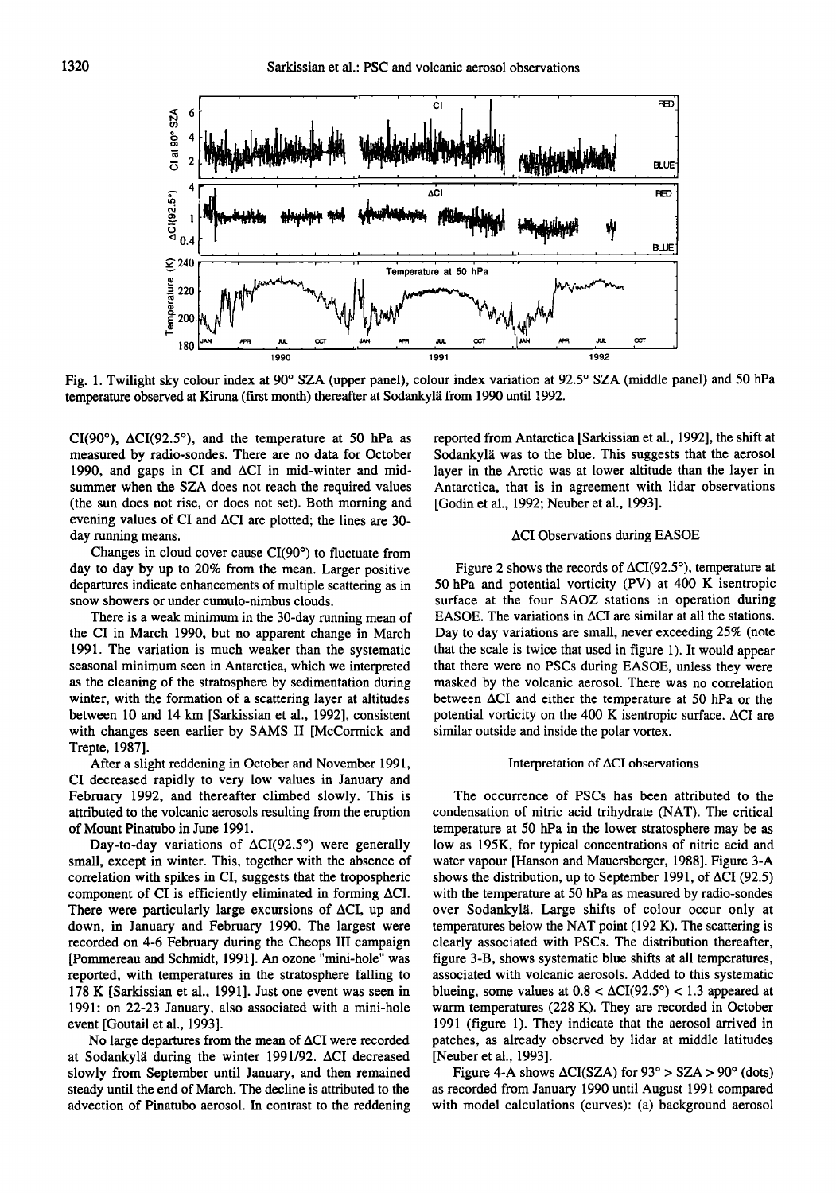CI at 90° SZA

6
4
2

CI

RED

BLUE

ΔCI(92.5°)

4
1
0.4

ΔCI

RED

BLUE

Temperature (K)

240
220
200
180

Temperature at 50 hPa

JAN APR JUL OCT JAN APR JUL OCT JAN APR JUL OCT

1990 1991 1992

Fig. 1. Twilight sky colour index at 90° SZA (upper panel), colour index variation at 92.5° SZA (middle panel) and 50 hPa temperature observed at Kiruna (first month) thereafter at Sodankylä from 1990 until 1992.

CI(90°), ΔCI(92.5°), and the temperature at 50 hPa as measured by radio-sondes. There are no data for October 1990, and gaps in CI and ΔCI in mid-winter and mid-summer when the SZA does not reach the required values (the sun does not rise, or does not set). Both morning and evening values of CI and ΔCI are plotted; the lines are 30-day running means.

Changes in cloud cover cause CI(90°) to fluctuate from day to day by up to 20% from the mean. Larger positive departures indicate enhancements of multiple scattering as in snow showers or under cumulo-nimbus clouds.

There is a weak minimum in the 30-day running mean of the CI in March 1990, but no apparent change in March 1991. The variation is much weaker than the systematic seasonal minimum seen in Antarctica, which we interpreted as the cleaning of the stratosphere by sedimentation during winter, with the formation of a scattering layer at altitudes between 10 and 14 km [Sarkissian et al., 1992], consistent with changes seen earlier by SAMS II [McCormick and Trepte, 1987].

After a slight reddening in October and November 1991, CI decreased rapidly to very low values in January and February 1992, and thereafter climbed slowly. This is attributed to the volcanic aerosols resulting from the eruption of Mount Pinatubo in June 1991.

Day-to-day variations of ΔCI(92.5°) were generally small, except in winter. This, together with the absence of correlation with spikes in CI, suggests that the tropospheric component of CI is efficiently eliminated in forming ΔCI. There were particularly large excursions of ΔCI, up and down, in January and February 1990. The largest were recorded on 4-6 February during the Cheops III campaign [Pommereau and Schmidt, 1991]. An ozone "mini-hole" was reported, with temperatures in the stratosphere falling to 178 K [Sarkissian et al., 1991]. Just one event was seen in 1991: on 22-23 January, also associated with a mini-hole event [Goutail et al., 1993].

No large departures from the mean of ΔCI were recorded at Sodankylä during the winter 1991/92. ΔCI decreased slowly from September until January, and then remained steady until the end of March. The decline is attributed to the advection of Pinatubo aerosol. In contrast to the reddening reported from Antarctica [Sarkissian et al., 1992], the shift at Sodankylä was to the blue. This suggests that the aerosol layer in the Arctic was at lower altitude than the layer in Antarctica, that is in agreement with lidar observations [Godin et al., 1992; Neuber et al., 1993].

### ΔCI Observations during EASOE

Figure 2 shows the records of ΔCI(92.5°), temperature at 50 hPa and potential vorticity (PV) at 400 K isentropic surface at the four SAOZ stations in operation during EASOE. The variations in ΔCI are similar at all the stations. Day to day variations are small, never exceeding 25% (note that the scale is twice that used in figure 1). It would appear that there were no PSCs during EASOE, unless they were masked by the volcanic aerosol. There was no correlation between ΔCI and either the temperature at 50 hPa or the potential vorticity on the 400 K isentropic surface. ΔCI are similar outside and inside the polar vortex.

### Interpretation of ΔCI observations

The occurrence of PSCs has been attributed to the condensation of nitric acid trihydrate (NAT). The critical temperature at 50 hPa in the lower stratosphere may be as low as 195K, for typical concentrations of nitric acid and water vapour [Hanson and Mauersberger, 1988]. Figure 3-A shows the distribution, up to September 1991, of ΔCI (92.5) with the temperature at 50 hPa as measured by radio-sondes over Sodankylä. Large shifts of colour occur only at temperatures below the NAT point (192 K). The scattering is clearly associated with PSCs. The distribution thereafter, figure 3-B, shows systematic blue shifts at all temperatures, associated with volcanic aerosols. Added to this systematic blueing, some values at $0.8 < \Delta CI(92.5°) < 1.3$ appeared at warm temperatures (228 K). They are recorded in October 1991 (figure 1). They indicate that the aerosol arrived in patches, as already observed by lidar at middle latitudes [Neuber et al., 1993].

Figure 4-A shows ΔCI(SZA) for $93° > SZA > 90°$ (dots) as recorded from January 1990 until August 1991 compared with model calculations (curves): (a) background aerosol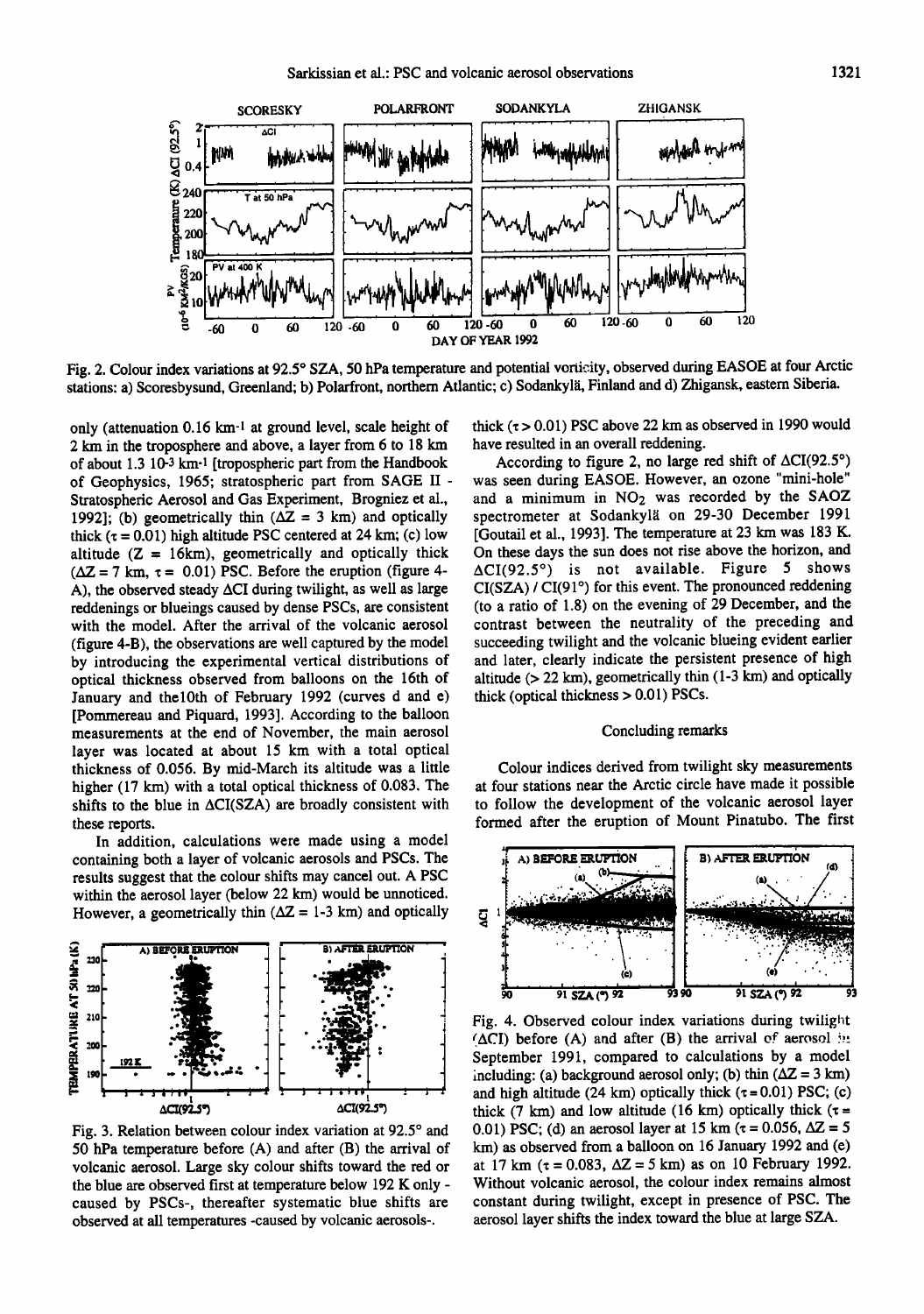SCORESKY

POLARFRONT

SODANKYLA

ZHIGANSK

ΔCI (92.5°)

ΔCI

2

1

0.4

Temperature (K)

240

T at 50 hPa

220

200

180

PV

$(10^{-6}$ Km²/KGS)

20

PV at 400 K

10

-60 0 60 120 -60 0 60 120 -60 0 60 120 -60 0 60 120

DAY OF YEAR 1992

Fig. 2. Colour index variations at 92.5° SZA, 50 hPa temperature and potential vorticity, observed during EASOE at four Arctic stations: a) Scoresbysund, Greenland; b) Polarfront, northern Atlantic; c) Sodankylä, Finland and d) Zhigansk, eastern Siberia.

only (attenuation 0.16 km$^{-1}$ at ground level, scale height of 2 km in the troposphere and above, a layer from 6 to 18 km of about 1.3 $10^{-3}$ km$^{-1}$ [tropospheric part from the Handbook of Geophysics, 1965; stratospheric part from SAGE II - Stratospheric Aerosol and Gas Experiment, Brogniez et al., 1992]; (b) geometrically thin ($\Delta Z$ = 3 km) and optically thick ($\tau$ = 0.01) high altitude PSC centered at 24 km; (c) low altitude (Z = 16km), geometrically and optically thick ($\Delta Z$ = 7 km, $\tau$ = 0.01) PSC. Before the eruption (figure 4-A), the observed steady ΔCI during twilight, as well as large reddenings or blueings caused by dense PSCs, are consistent with the model. After the arrival of the volcanic aerosol (figure 4-B), the observations are well captured by the model by introducing the experimental vertical distributions of optical thickness observed from balloons on the 16th of January and the10th of February 1992 (curves d and e) [Pommereau and Piquard, 1993]. According to the balloon measurements at the end of November, the main aerosol layer was located at about 15 km with a total optical thickness of 0.056. By mid-March its altitude was a little higher (17 km) with a total optical thickness of 0.083. The shifts to the blue in ΔCI(SZA) are broadly consistent with these reports.

In addition, calculations were made using a model containing both a layer of volcanic aerosols and PSCs. The results suggest that the colour shifts may cancel out. A PSC within the aerosol layer (below 22 km) would be unnoticed. However, a geometrically thin ($\Delta Z$ = 1-3 km) and optically thick ($\tau$ > 0.01) PSC above 22 km as observed in 1990 would have resulted in an overall reddening.

According to figure 2, no large red shift of ΔCI(92.5°) was seen during EASOE. However, an ozone "mini-hole" and a minimum in $NO_2$ was recorded by the SAOZ spectrometer at Sodankylä on 29-30 December 1991 [Goutail et al., 1993]. The temperature at 23 km was 183 K. On these days the sun does not rise above the horizon, and ΔCI(92.5°) is not available. Figure 5 shows CI(SZA) / CI(91°) for this event. The pronounced reddening (to a ratio of 1.8) on the evening of 29 December, and the contrast between the neutrality of the preceding and succeeding twilight and the volcanic blueing evident earlier and later, clearly indicate the persistent presence of high altitude (> 22 km), geometrically thin (1-3 km) and optically thick (optical thickness > 0.01) PSCs.

TEMPERATURE AT 50 hPa (K)

230

220

210

200

190

192 K

A) BEFORE ERUPTION

B) AFTER ERUPTION

ΔCI(92.5°)

ΔCI(92.5°)

1

1

Fig. 3. Relation between colour index variation at 92.5° and 50 hPa temperature before (A) and after (B) the arrival of volcanic aerosol. Large sky colour shifts toward the red or the blue are observed first at temperature below 192 K only - caused by PSCs-, thereafter systematic blue shifts are observed at all temperatures -caused by volcanic aerosols-.

## Concluding remarks

Colour indices derived from twilight sky measurements at four stations near the Arctic circle have made it possible to follow the development of the volcanic aerosol layer formed after the eruption of Mount Pinatubo. The first

A) BEFORE ERUPTION

B) AFTER ERUPTION

(a)

(b)

(c)

(a)

(d)

(e)

ΔCI

1

90

91 SZA (°) 92

93 90

91 SZA (°) 92

93

Fig. 4. Observed colour index variations during twilight (ΔCI) before (A) and after (B) the arrival of aerosol in September 1991, compared to calculations by a model including: (a) background aerosol only; (b) thin ($\Delta Z$ = 3 km) and high altitude (24 km) optically thick ($\tau$ = 0.01) PSC; (c) thick (7 km) and low altitude (16 km) optically thick ($\tau$ = 0.01) PSC; (d) an aerosol layer at 15 km ($\tau$ = 0.056, $\Delta Z$ = 5 km) as observed from a balloon on 16 January 1992 and (e) at 17 km ($\tau$ = 0.083, $\Delta Z$ = 5 km) as on 10 February 1992. Without volcanic aerosol, the colour index remains almost constant during twilight, except in presence of PSC. The aerosol layer shifts the index toward the blue at large SZA.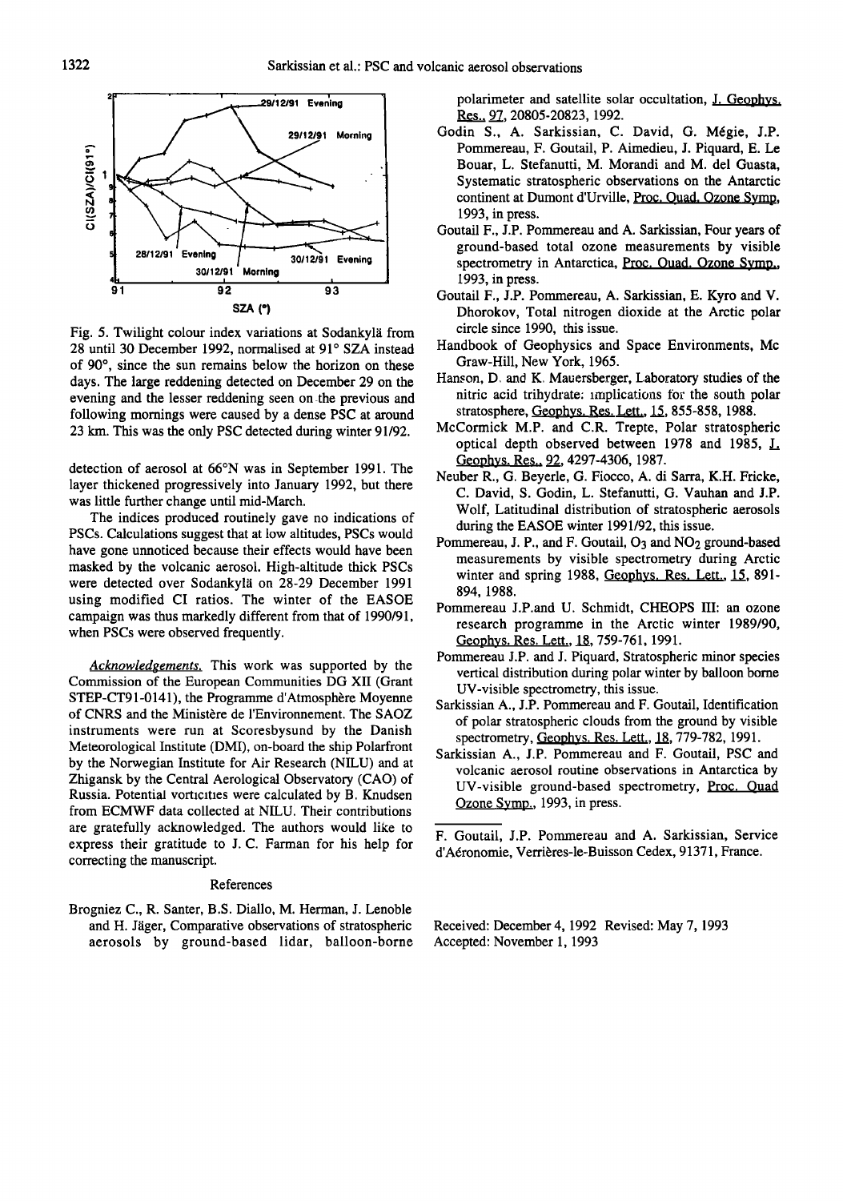29/12/91 Evening

29/12/91 Morning

28/12/91 Evening

30/12/91 Morning

30/12/91 Evening

CI(SZA)/CI(91°)

SZA (°)

Fig. 5. Twilight colour index variations at Sodankylä from 28 until 30 December 1992, normalised at 91° SZA instead of 90°, since the sun remains below the horizon on these days. The large reddening detected on December 29 on the evening and the lesser reddening seen on the previous and following mornings were caused by a dense PSC at around 23 km. This was the only PSC detected during winter 91/92.

detection of aerosol at 66°N was in September 1991. The layer thickened progressively into January 1992, but there was little further change until mid-March.

The indices produced routinely gave no indications of PSCs. Calculations suggest that at low altitudes, PSCs would have gone unnoticed because their effects would have been masked by the volcanic aerosol. High-altitude thick PSCs were detected over Sodankylä on 28-29 December 1991 using modified CI ratios. The winter of the EASOE campaign was thus markedly different from that of 1990/91, when PSCs were observed frequently.

*Acknowledgements.* This work was supported by the Commission of the European Communities DG XII (Grant STEP-CT91-0141), the Programme d'Atmosphère Moyenne of CNRS and the Ministère de l'Environnement. The SAOZ instruments were run at Scoresbysund by the Danish Meteorological Institute (DMI), on-board the ship Polarfront by the Norwegian Institute for Air Research (NILU) and at Zhigansk by the Central Aerological Observatory (CAO) of Russia. Potential vorticities were calculated by B. Knudsen from ECMWF data collected at NILU. Their contributions are gratefully acknowledged. The authors would like to express their gratitude to J. C. Farman for his help for correcting the manuscript.

## References

Brogniez C., R. Santer, B.S. Diallo, M. Herman, J. Lenoble and H. Jäger, Comparative observations of stratospheric aerosols by ground-based lidar, balloon-borne polarimeter and satellite solar occultation, J. Geophys. Res., 97, 20805-20823, 1992.

Godin S., A. Sarkissian, C. David, G. Mégie, J.P. Pommereau, F. Goutail, P. Aimedieu, J. Piquard, E. Le Bouar, L. Stefanutti, M. Morandi and M. del Guasta, Systematic stratospheric observations on the Antarctic continent at Dumont d'Urville, Proc. Quad. Ozone Symp, 1993, in press.

Goutail F., J.P. Pommereau and A. Sarkissian, Four years of ground-based total ozone measurements by visible spectrometry in Antarctica, Proc. Quad. Ozone Symp., 1993, in press.

Goutail F., J.P. Pommereau, A. Sarkissian, E. Kyro and V. Dhorokov, Total nitrogen dioxide at the Arctic polar circle since 1990, this issue.

Handbook of Geophysics and Space Environments, Mc Graw-Hill, New York, 1965.

Hanson, D. and K. Mauersberger, Laboratory studies of the nitric acid trihydrate: implications for the south polar stratosphere, Geophys. Res. Lett., 15, 855-858, 1988.

McCormick M.P. and C.R. Trepte, Polar stratospheric optical depth observed between 1978 and 1985, J. Geophys. Res., 92, 4297-4306, 1987.

Neuber R., G. Beyerle, G. Fiocco, A. di Sarra, K.H. Fricke, C. David, S. Godin, L. Stefanutti, G. Vauhan and J.P. Wolf, Latitudinal distribution of stratospheric aerosols during the EASOE winter 1991/92, this issue.

Pommereau, J. P., and F. Goutail, $O_3$ and $NO_2$ ground-based measurements by visible spectrometry during Arctic winter and spring 1988, Geophys. Res. Lett., 15, 891-894, 1988.

Pommereau J.P.and U. Schmidt, CHEOPS III: an ozone research programme in the Arctic winter 1989/90, Geophys. Res. Lett., 18, 759-761, 1991.

Pommereau J.P. and J. Piquard, Stratospheric minor species vertical distribution during polar winter by balloon borne UV-visible spectrometry, this issue.

Sarkissian A., J.P. Pommereau and F. Goutail, Identification of polar stratospheric clouds from the ground by visible spectrometry, Geophys. Res. Lett., 18, 779-782, 1991.

Sarkissian A., J.P. Pommereau and F. Goutail, PSC and volcanic aerosol routine observations in Antarctica by UV-visible ground-based spectrometry, Proc. Quad Ozone Symp., 1993, in press.

F. Goutail, J.P. Pommereau and A. Sarkissian, Service d'Aéronomie, Verrières-le-Buisson Cedex, 91371, France.

Received: December 4, 1992 Revised: May 7, 1993
Accepted: November 1, 1993